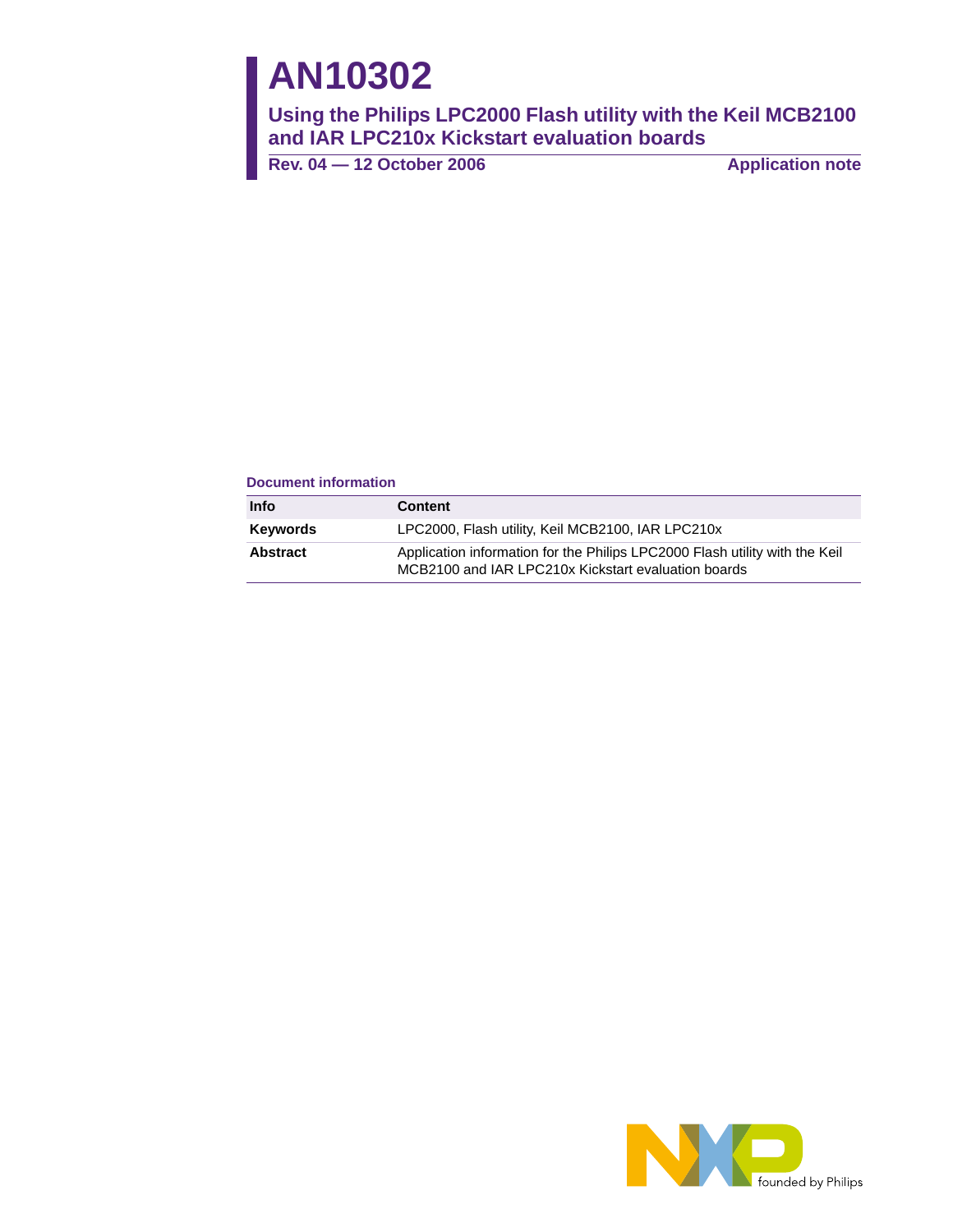# AN10302

## Using the Philips LPC2000 Flash utility with the Keil MCB2100 and IAR LPC210x Kickstart evaluation boards

**Rev. 04 — 12 October 2006** **Application note**

**Document information**

| Info | Content |
|---|---|
| **Keywords** | LPC2000, Flash utility, Keil MCB2100, IAR LPC210x |
| **Abstract** | Application information for the Philips LPC2000 Flash utility with the Keil MCB2100 and IAR LPC210x Kickstart evaluation boards |

founded by Philips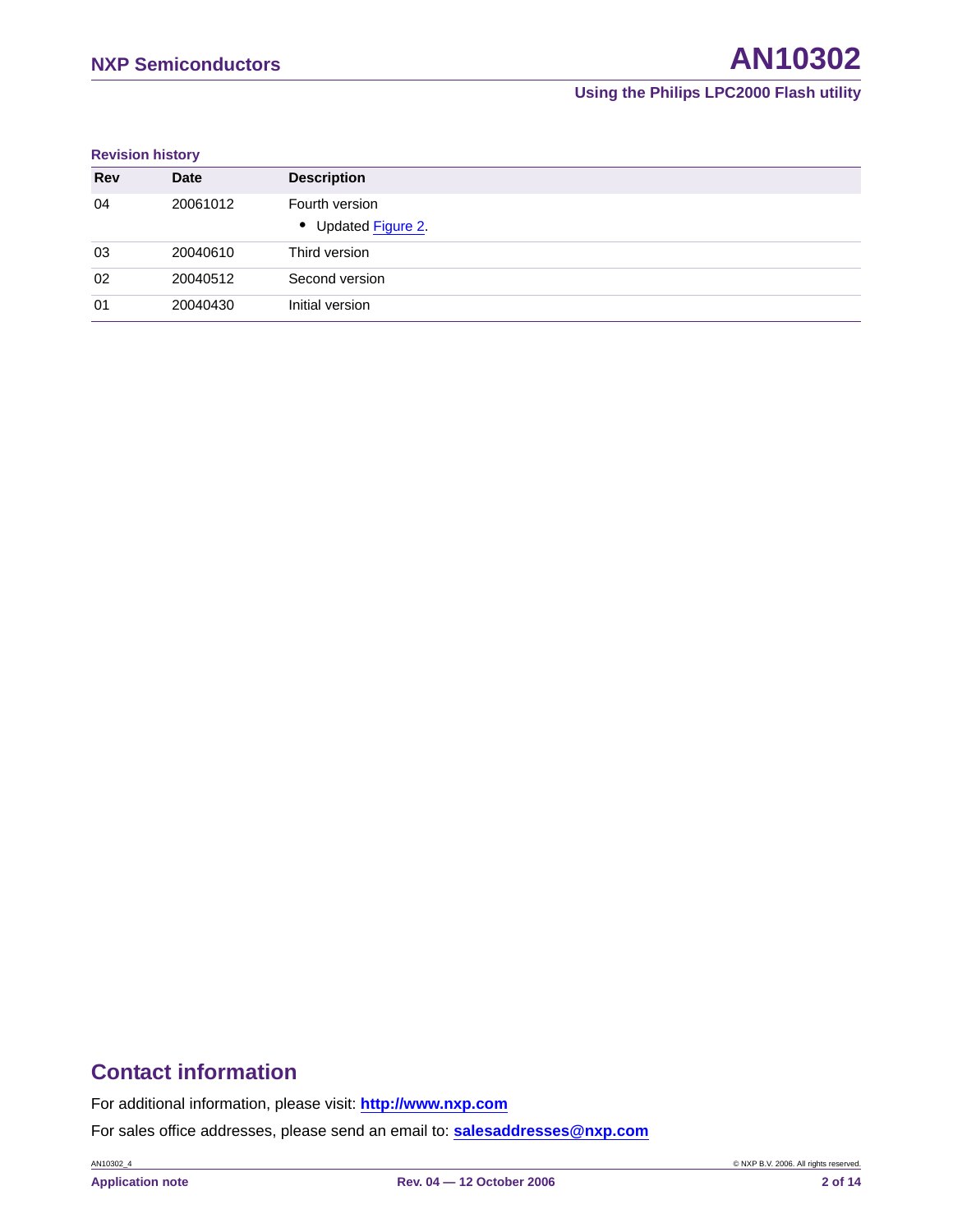**Revision history**

| Rev | Date | Description |
|---|---|---|
| 04 | 20061012 | Fourth version<br>• Updated Figure 2. |
| 03 | 20040610 | Third version |
| 02 | 20040512 | Second version |
| 01 | 20040430 | Initial version |

## Contact information

For additional information, please visit: **http://www.nxp.com**

For sales office addresses, please send an email to: **salesaddresses@nxp.com**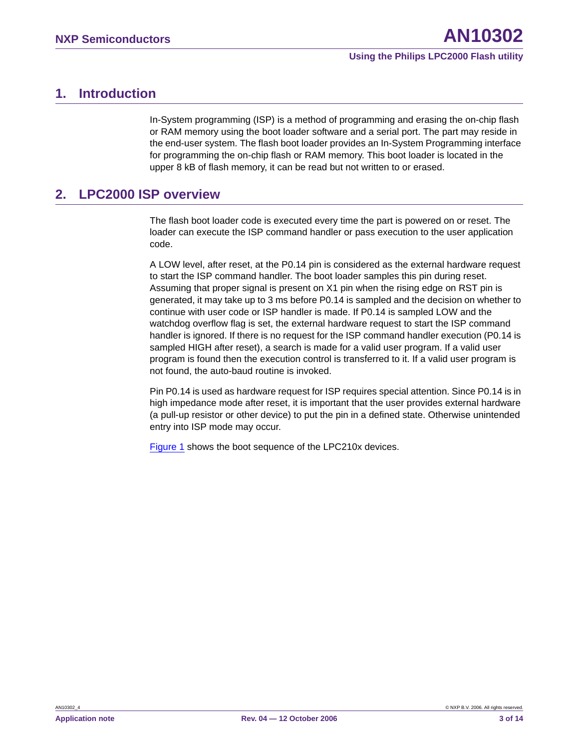# 1. Introduction

In-System programming (ISP) is a method of programming and erasing the on-chip flash or RAM memory using the boot loader software and a serial port. The part may reside in the end-user system. The flash boot loader provides an In-System Programming interface for programming the on-chip flash or RAM memory. This boot loader is located in the upper 8 kB of flash memory, it can be read but not written to or erased.

# 2. LPC2000 ISP overview

The flash boot loader code is executed every time the part is powered on or reset. The loader can execute the ISP command handler or pass execution to the user application code.

A LOW level, after reset, at the P0.14 pin is considered as the external hardware request to start the ISP command handler. The boot loader samples this pin during reset. Assuming that proper signal is present on X1 pin when the rising edge on RST pin is generated, it may take up to 3 ms before P0.14 is sampled and the decision on whether to continue with user code or ISP handler is made. If P0.14 is sampled LOW and the watchdog overflow flag is set, the external hardware request to start the ISP command handler is ignored. If there is no request for the ISP command handler execution (P0.14 is sampled HIGH after reset), a search is made for a valid user program. If a valid user program is found then the execution control is transferred to it. If a valid user program is not found, the auto-baud routine is invoked.

Pin P0.14 is used as hardware request for ISP requires special attention. Since P0.14 is in high impedance mode after reset, it is important that the user provides external hardware (a pull-up resistor or other device) to put the pin in a defined state. Otherwise unintended entry into ISP mode may occur.

Figure 1 shows the boot sequence of the LPC210x devices.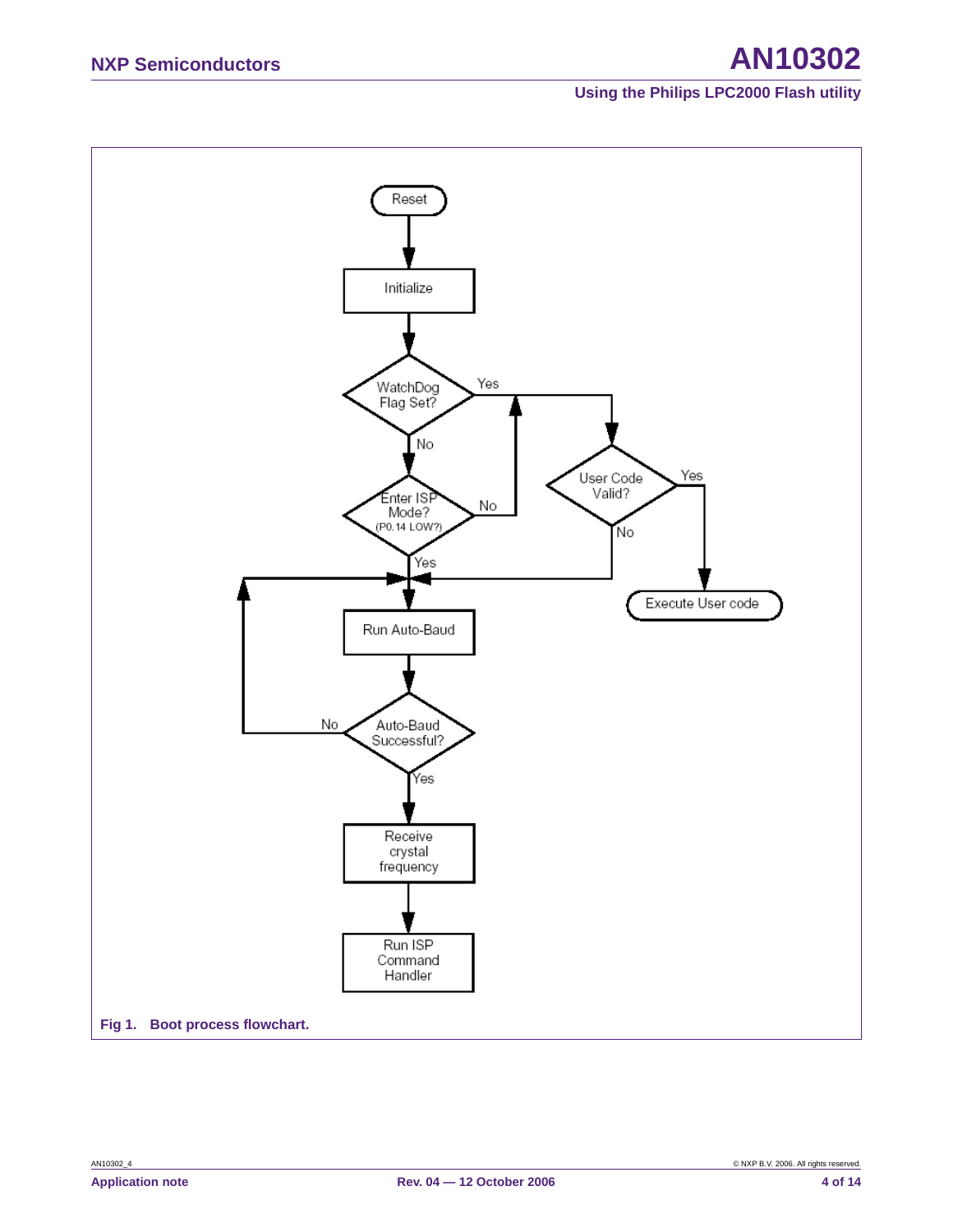Reset

Initialize

WatchDog Flag Set?

Yes

No

Enter ISP Mode? (P0.14 LOW?)

No

User Code Valid?

Yes

No

Execute User code

Yes

Run Auto-Baud

No

Auto-Baud Successful?

Yes

Receive crystal frequency

Run ISP Command Handler

**Fig 1. Boot process flowchart.**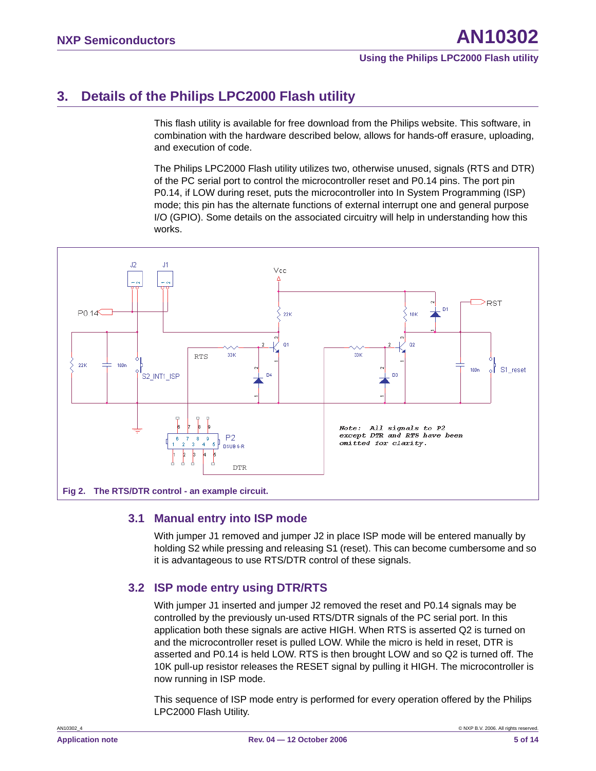## 3. Details of the Philips LPC2000 Flash utility

This flash utility is available for free download from the Philips website. This software, in combination with the hardware described below, allows for hands-off erasure, uploading, and execution of code.

The Philips LPC2000 Flash utility utilizes two, otherwise unused, signals (RTS and DTR) of the PC serial port to control the microcontroller reset and P0.14 pins. The port pin P0.14, if LOW during reset, puts the microcontroller into In System Programming (ISP) mode; this pin has the alternate functions of external interrupt one and general purpose I/O (GPIO). Some details on the associated circuitry will help in understanding how this works.

**Fig 2. The RTS/DTR control - an example circuit.**

### 3.1 Manual entry into ISP mode

With jumper J1 removed and jumper J2 in place ISP mode will be entered manually by holding S2 while pressing and releasing S1 (reset). This can become cumbersome and so it is advantageous to use RTS/DTR control of these signals.

### 3.2 ISP mode entry using DTR/RTS

With jumper J1 inserted and jumper J2 removed the reset and P0.14 signals may be controlled by the previously un-used RTS/DTR signals of the PC serial port. In this application both these signals are active HIGH. When RTS is asserted Q2 is turned on and the microcontroller reset is pulled LOW. While the micro is held in reset, DTR is asserted and P0.14 is held LOW. RTS is then brought LOW and so Q2 is turned off. The 10K pull-up resistor releases the RESET signal by pulling it HIGH. The microcontroller is now running in ISP mode.

This sequence of ISP mode entry is performed for every operation offered by the Philips LPC2000 Flash Utility.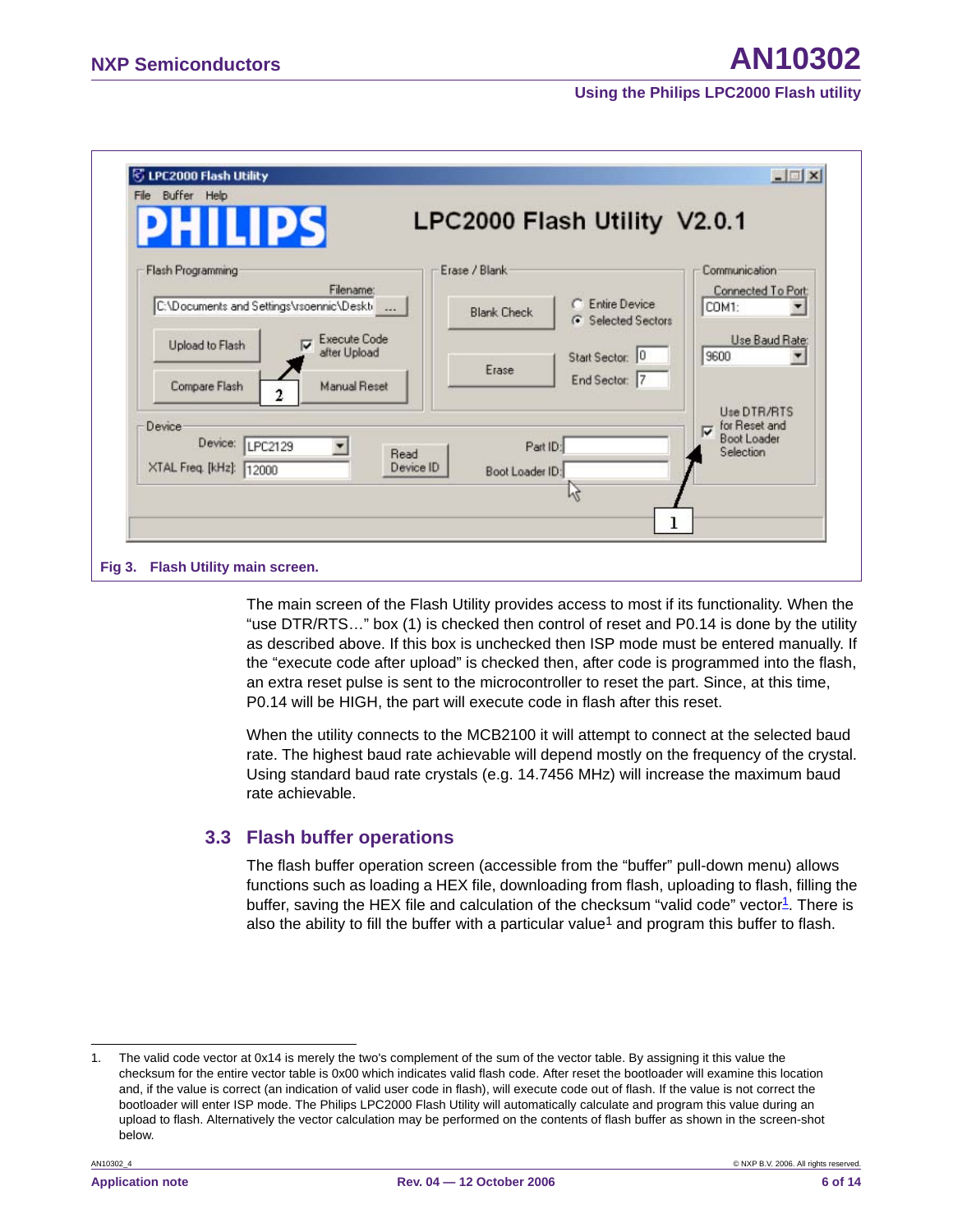Fig 3. Flash Utility main screen.

The main screen of the Flash Utility provides access to most if its functionality. When the “use DTR/RTS…” box (1) is checked then control of reset and P0.14 is done by the utility as described above. If this box is unchecked then ISP mode must be entered manually. If the “execute code after upload” is checked then, after code is programmed into the flash, an extra reset pulse is sent to the microcontroller to reset the part. Since, at this time, P0.14 will be HIGH, the part will execute code in flash after this reset.

When the utility connects to the MCB2100 it will attempt to connect at the selected baud rate. The highest baud rate achievable will depend mostly on the frequency of the crystal. Using standard baud rate crystals (e.g. 14.7456 MHz) will increase the maximum baud rate achievable.

### 3.3 Flash buffer operations

The flash buffer operation screen (accessible from the “buffer” pull-down menu) allows functions such as loading a HEX file, downloading from flash, uploading to flash, filling the buffer, saving the HEX file and calculation of the checksum “valid code” vector[1]. There is also the ability to fill the buffer with a particular value[1] and program this buffer to flash.

1. The valid code vector at 0x14 is merely the two's complement of the sum of the vector table. By assigning it this value the checksum for the entire vector table is 0x00 which indicates valid flash code. After reset the bootloader will examine this location and, if the value is correct (an indication of valid user code in flash), will execute code out of flash. If the value is not correct the bootloader will enter ISP mode. The Philips LPC2000 Flash Utility will automatically calculate and program this value during an upload to flash. Alternatively the vector calculation may be performed on the contents of flash buffer as shown in the screen-shot below.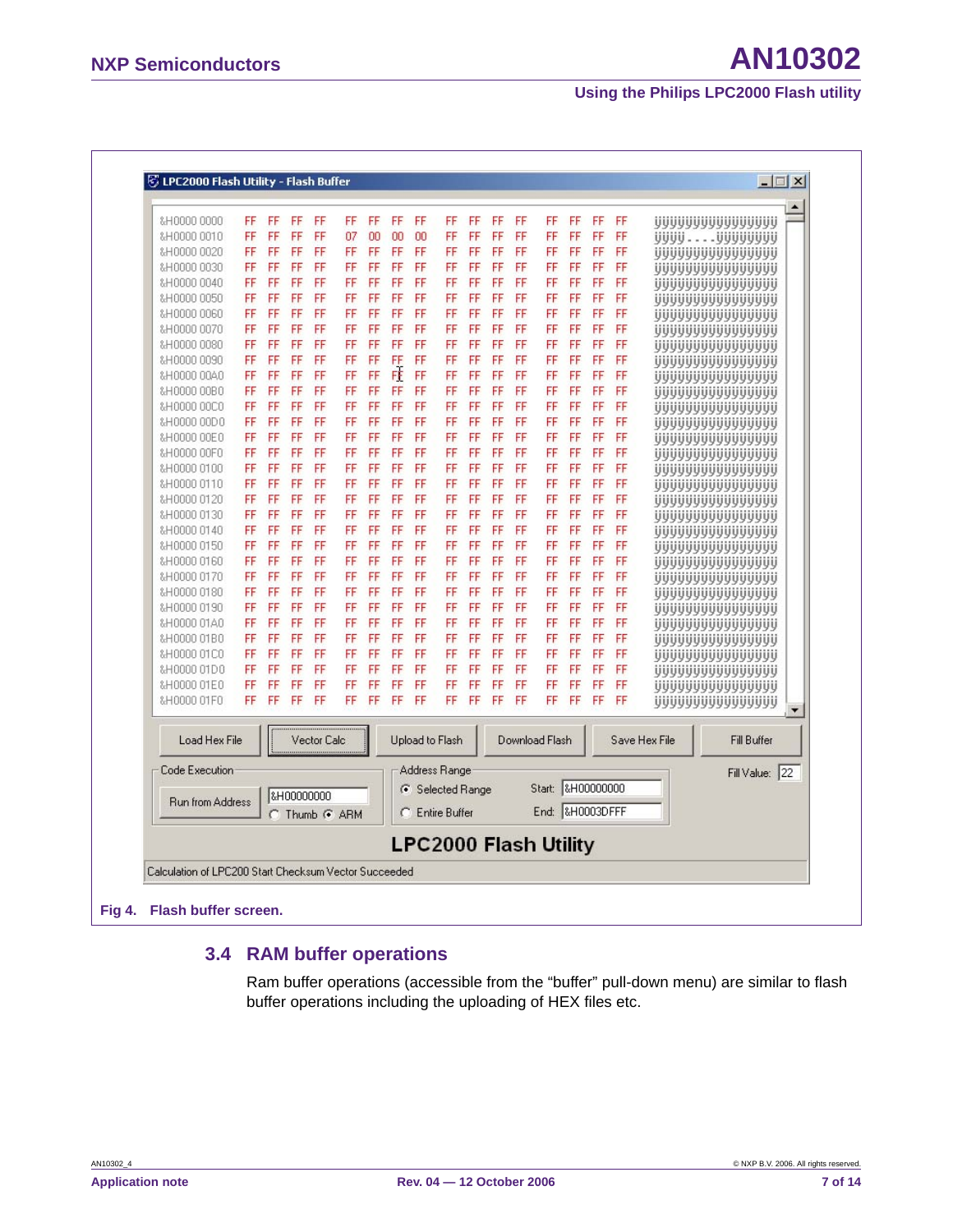Fig 4. Flash buffer screen.

## 3.4 RAM buffer operations

Ram buffer operations (accessible from the “buffer” pull-down menu) are similar to flash buffer operations including the uploading of HEX files etc.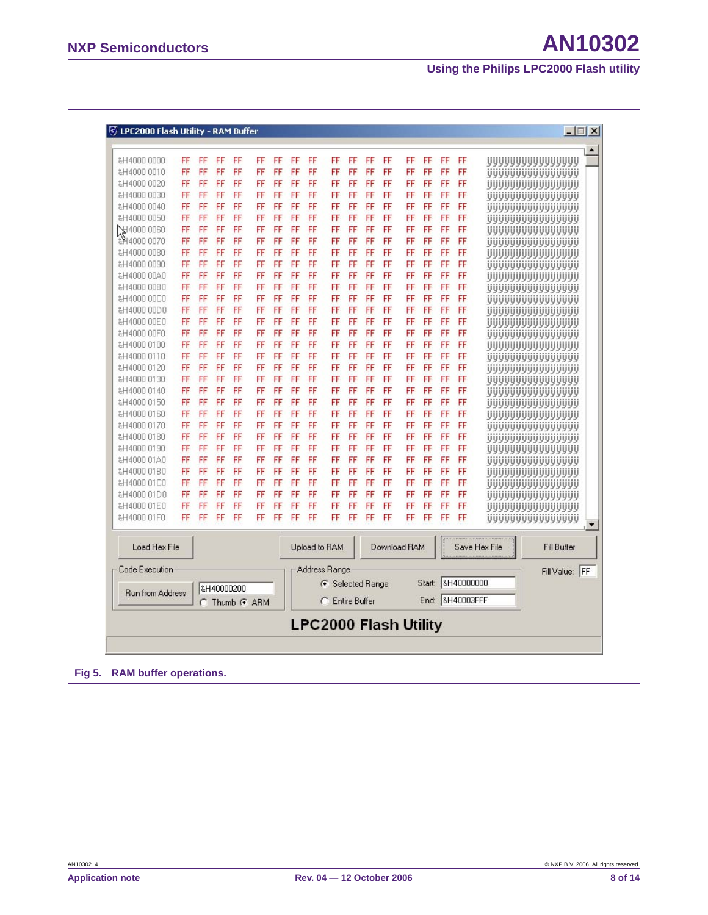**Fig 5. RAM buffer operations.**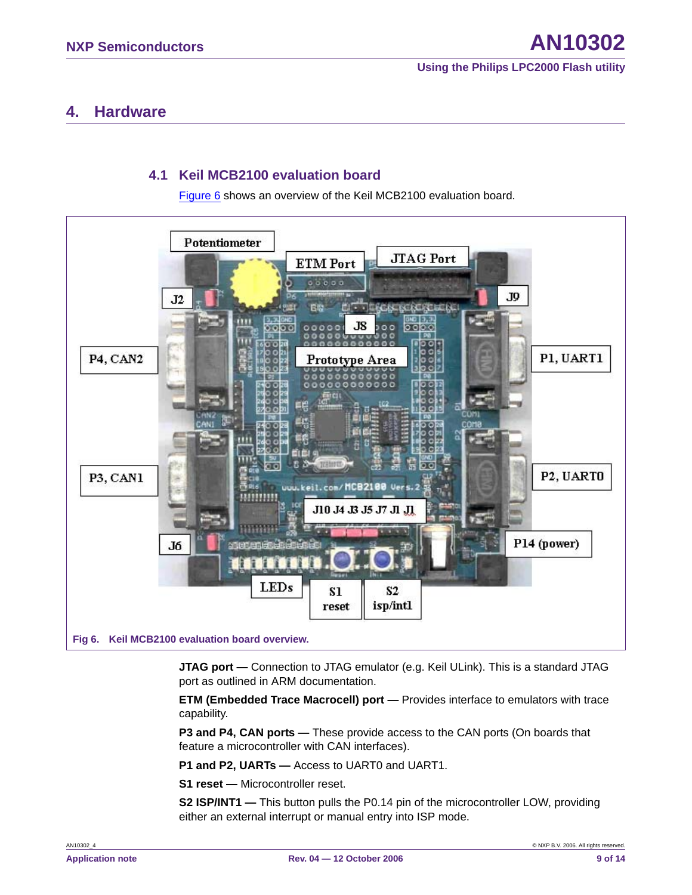## 4. Hardware

### 4.1 Keil MCB2100 evaluation board

Figure 6 shows an overview of the Keil MCB2100 evaluation board.

Fig 6. Keil MCB2100 evaluation board overview.

**JTAG port —** Connection to JTAG emulator (e.g. Keil ULink). This is a standard JTAG port as outlined in ARM documentation.

**ETM (Embedded Trace Macrocell) port —** Provides interface to emulators with trace capability.

**P3 and P4, CAN ports —** These provide access to the CAN ports (On boards that feature a microcontroller with CAN interfaces).

**P1 and P2, UARTs —** Access to UART0 and UART1.

**S1 reset —** Microcontroller reset.

**S2 ISP/INT1 —** This button pulls the P0.14 pin of the microcontroller LOW, providing either an external interrupt or manual entry into ISP mode.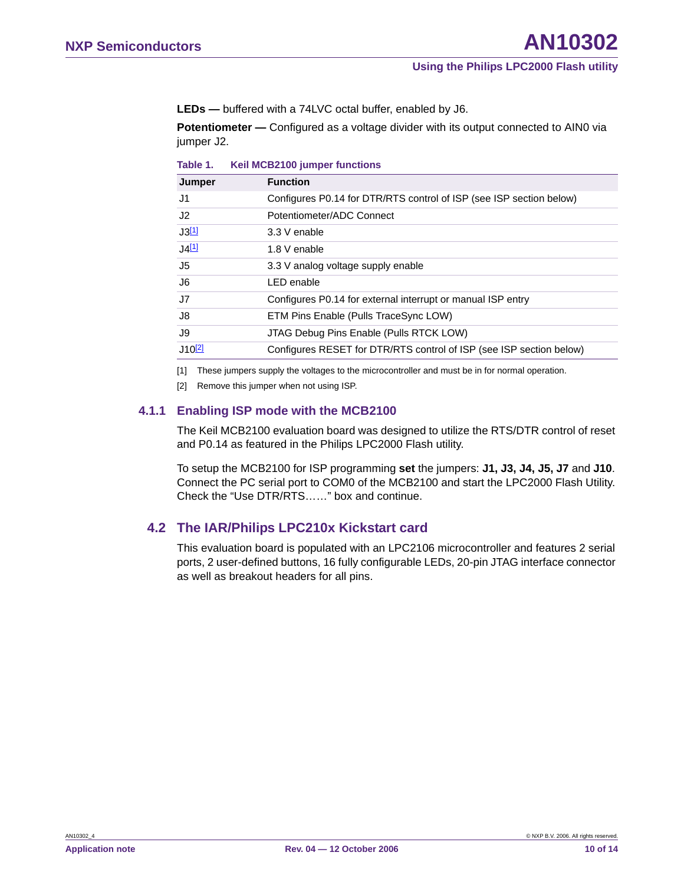**LEDs —** buffered with a 74LVC octal buffer, enabled by J6.

**Potentiometer —** Configured as a voltage divider with its output connected to AIN0 via jumper J2.

**Table 1. Keil MCB2100 jumper functions**

| Jumper | Function |
|---|---|
| J1 | Configures P0.14 for DTR/RTS control of ISP (see ISP section below) |
| J2 | Potentiometer/ADC Connect |
| J3[1] | 3.3 V enable |
| J4[1] | 1.8 V enable |
| J5 | 3.3 V analog voltage supply enable |
| J6 | LED enable |
| J7 | Configures P0.14 for external interrupt or manual ISP entry |
| J8 | ETM Pins Enable (Pulls TraceSync LOW) |
| J9 | JTAG Debug Pins Enable (Pulls RTCK LOW) |
| J10[2] | Configures RESET for DTR/RTS control of ISP (see ISP section below) |

[1] These jumpers supply the voltages to the microcontroller and must be in for normal operation.

[2] Remove this jumper when not using ISP.

### 4.1.1 Enabling ISP mode with the MCB2100

The Keil MCB2100 evaluation board was designed to utilize the RTS/DTR control of reset and P0.14 as featured in the Philips LPC2000 Flash utility.

To setup the MCB2100 for ISP programming **set** the jumpers: **J1, J3, J4, J5, J7** and **J10**. Connect the PC serial port to COM0 of the MCB2100 and start the LPC2000 Flash Utility. Check the “Use DTR/RTS……” box and continue.

## 4.2 The IAR/Philips LPC210x Kickstart card

This evaluation board is populated with an LPC2106 microcontroller and features 2 serial ports, 2 user-defined buttons, 16 fully configurable LEDs, 20-pin JTAG interface connector as well as breakout headers for all pins.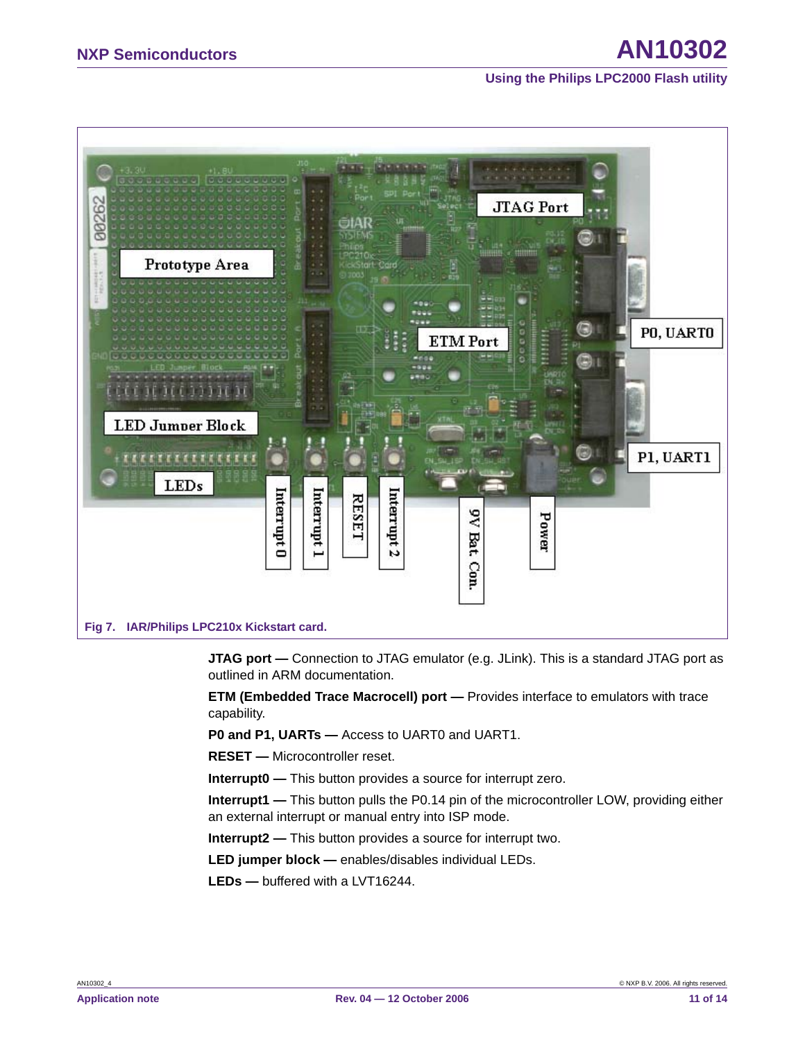Fig 7. IAR/Philips LPC210x Kickstart card.

**JTAG port —** Connection to JTAG emulator (e.g. JLink). This is a standard JTAG port as outlined in ARM documentation.

**ETM (Embedded Trace Macrocell) port —** Provides interface to emulators with trace capability.

**P0 and P1, UARTs —** Access to UART0 and UART1.

**RESET —** Microcontroller reset.

**Interrupt0 —** This button provides a source for interrupt zero.

**Interrupt1 —** This button pulls the P0.14 pin of the microcontroller LOW, providing either an external interrupt or manual entry into ISP mode.

**Interrupt2 —** This button provides a source for interrupt two.

**LED jumper block —** enables/disables individual LEDs.

**LEDs —** buffered with a LVT16244.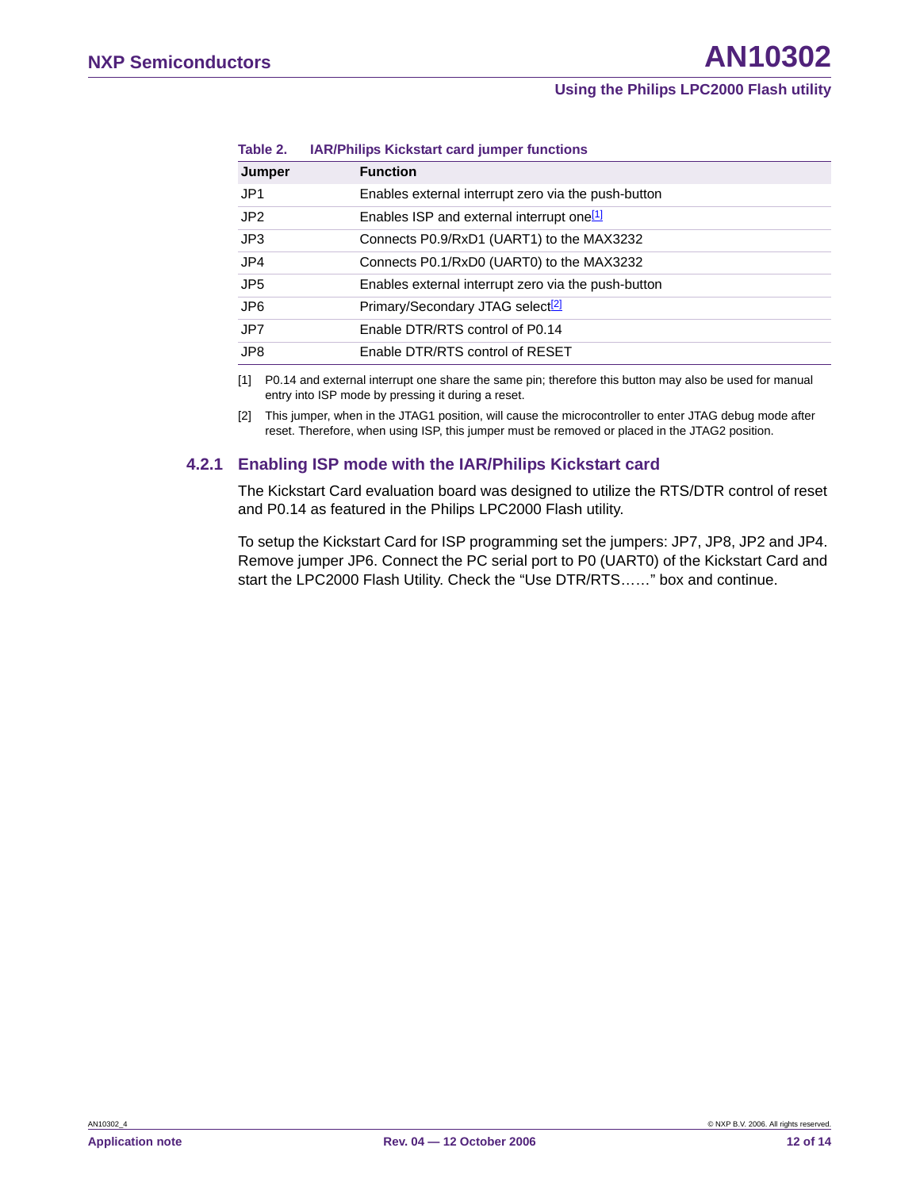**Table 2. IAR/Philips Kickstart card jumper functions**

| Jumper | Function |
|---|---|
| JP1 | Enables external interrupt zero via the push-button |
| JP2 | Enables ISP and external interrupt one[1] |
| JP3 | Connects P0.9/RxD1 (UART1) to the MAX3232 |
| JP4 | Connects P0.1/RxD0 (UART0) to the MAX3232 |
| JP5 | Enables external interrupt zero via the push-button |
| JP6 | Primary/Secondary JTAG select[2] |
| JP7 | Enable DTR/RTS control of P0.14 |
| JP8 | Enable DTR/RTS control of RESET |

[1] P0.14 and external interrupt one share the same pin; therefore this button may also be used for manual entry into ISP mode by pressing it during a reset.

[2] This jumper, when in the JTAG1 position, will cause the microcontroller to enter JTAG debug mode after reset. Therefore, when using ISP, this jumper must be removed or placed in the JTAG2 position.

### 4.2.1 Enabling ISP mode with the IAR/Philips Kickstart card

The Kickstart Card evaluation board was designed to utilize the RTS/DTR control of reset and P0.14 as featured in the Philips LPC2000 Flash utility.

To setup the Kickstart Card for ISP programming set the jumpers: JP7, JP8, JP2 and JP4. Remove jumper JP6. Connect the PC serial port to P0 (UART0) of the Kickstart Card and start the LPC2000 Flash Utility. Check the “Use DTR/RTS……” box and continue.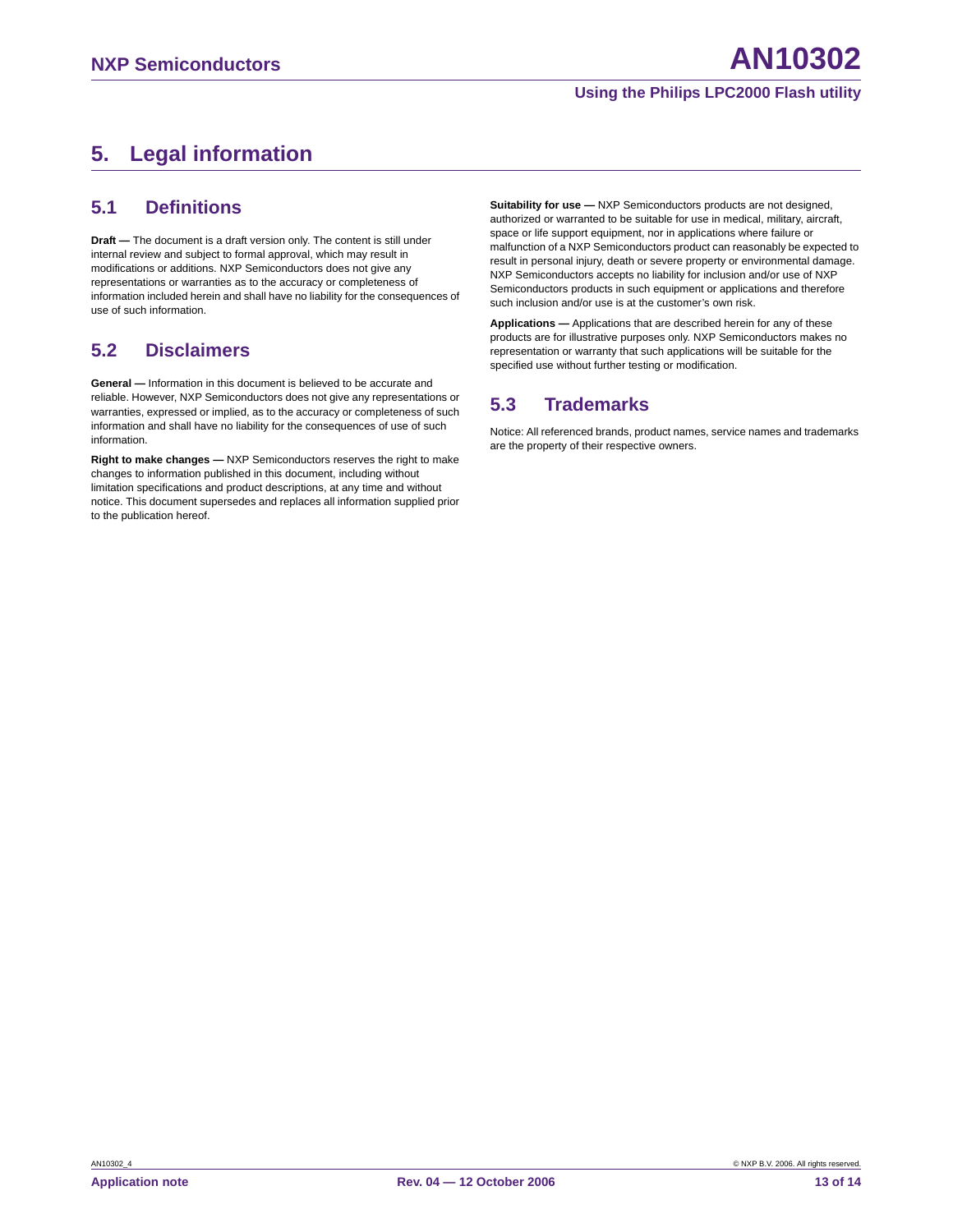# 5. Legal information

## 5.1 Definitions

**Draft —** The document is a draft version only. The content is still under internal review and subject to formal approval, which may result in modifications or additions. NXP Semiconductors does not give any representations or warranties as to the accuracy or completeness of information included herein and shall have no liability for the consequences of use of such information.

## 5.2 Disclaimers

**General —** Information in this document is believed to be accurate and reliable. However, NXP Semiconductors does not give any representations or warranties, expressed or implied, as to the accuracy or completeness of such information and shall have no liability for the consequences of use of such information.

**Right to make changes —** NXP Semiconductors reserves the right to make changes to information published in this document, including without limitation specifications and product descriptions, at any time and without notice. This document supersedes and replaces all information supplied prior to the publication hereof.

**Suitability for use —** NXP Semiconductors products are not designed, authorized or warranted to be suitable for use in medical, military, aircraft, space or life support equipment, nor in applications where failure or malfunction of a NXP Semiconductors product can reasonably be expected to result in personal injury, death or severe property or environmental damage. NXP Semiconductors accepts no liability for inclusion and/or use of NXP Semiconductors products in such equipment or applications and therefore such inclusion and/or use is at the customer's own risk.

**Applications —** Applications that are described herein for any of these products are for illustrative purposes only. NXP Semiconductors makes no representation or warranty that such applications will be suitable for the specified use without further testing or modification.

## 5.3 Trademarks

Notice: All referenced brands, product names, service names and trademarks are the property of their respective owners.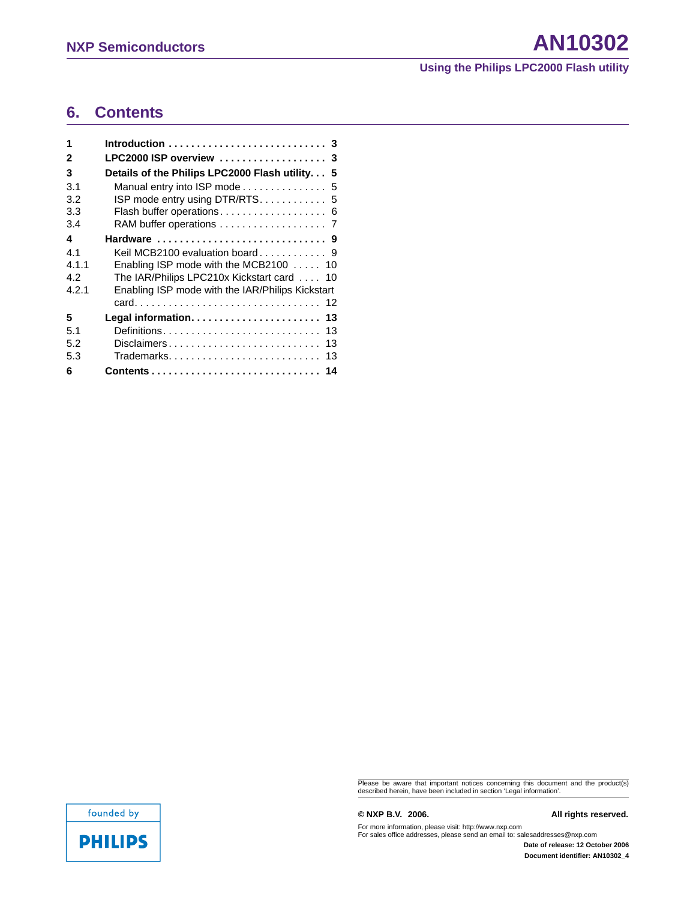## 6. Contents

| | | |
|---|---|---|
| **1** | **Introduction** | **3** |
| **2** | **LPC2000 ISP overview** | **3** |
| **3** | **Details of the Philips LPC2000 Flash utility** | **5** |
| 3.1 | Manual entry into ISP mode | 5 |
| 3.2 | ISP mode entry using DTR/RTS | 5 |
| 3.3 | Flash buffer operations | 6 |
| 3.4 | RAM buffer operations | 7 |
| **4** | **Hardware** | **9** |
| 4.1 | Keil MCB2100 evaluation board | 9 |
| 4.1.1 | Enabling ISP mode with the MCB2100 | 10 |
| 4.2 | The IAR/Philips LPC210x Kickstart card | 10 |
| 4.2.1 | Enabling ISP mode with the IAR/Philips Kickstart card | 12 |
| **5** | **Legal information** | **13** |
| 5.1 | Definitions | 13 |
| 5.2 | Disclaimers | 13 |
| 5.3 | Trademarks | 13 |
| **6** | **Contents** | **14** |

Please be aware that important notices concerning this document and the product(s) described herein, have been included in section 'Legal information'.

founded by PHILIPS

**© NXP B.V. 2006.** **All rights reserved.**

For more information, please visit: http://www.nxp.com
For sales office addresses, please send an email to: salesaddresses@nxp.com

**Date of release: 12 October 2006**

**Document identifier: AN10302_4**